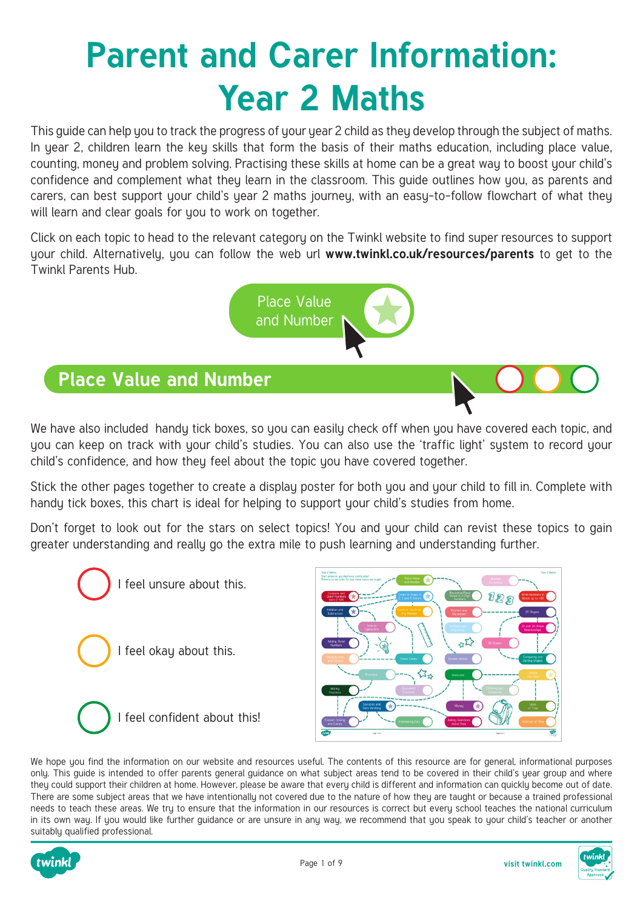# Parent and Carer Information: Year 2 Maths

This guide can help you to track the progress of your year 2 child as they develop through the subject of maths. In year 2, children learn the key skills that form the basis of their maths education, including place value, counting, money and problem solving. Practising these skills at home can be a great way to boost your child's confidence and complement what they learn in the classroom. This guide outlines how you, as parents and carers, can best support your child's year 2 maths journey, with an easy-to-follow flowchart of what they will learn and clear goals for you to work on together.

Click on each topic to head to the relevant category on the Twinkl website to find super resources to support your child. Alternatively, you can follow the web url **www.twinkl.co.uk/resources/parents** to get to the Twinkl Parents Hub.

Place Value and Number

## Place Value and Number

We have also included handy tick boxes, so you can easily check off when you have covered each topic, and you can keep on track with your child's studies. You can also use the 'traffic light' system to record your child's confidence, and how they feel about the topic you have covered together.

Stick the other pages together to create a display poster for both you and your child to fill in. Complete with handy tick boxes, this chart is ideal for helping to support your child's studies from home.

Don't forget to look out for the stars on select topics! You and your child can revist these topics to gain greater understanding and really go the extra mile to push learning and understanding further.

- I feel unsure about this.
- I feel okay about this.
- I feel confident about this!

We hope you find the information on our website and resources useful. The contents of this resource are for general, informational purposes only. This guide is intended to offer parents general guidance on what subject areas tend to be covered in their child's year group and where they could support their children at home. However, please be aware that every child is different and information can quickly become out of date. There are some subject areas that we have intentionally not covered due to the nature of how they are taught or because a trained professional needs to teach these areas. We try to ensure that the information in our resources is correct but every school teaches the national curriculum in its own way. If you would like further guidance or are unsure in any way, we recommend that you speak to your child's teacher or another suitably qualified professional.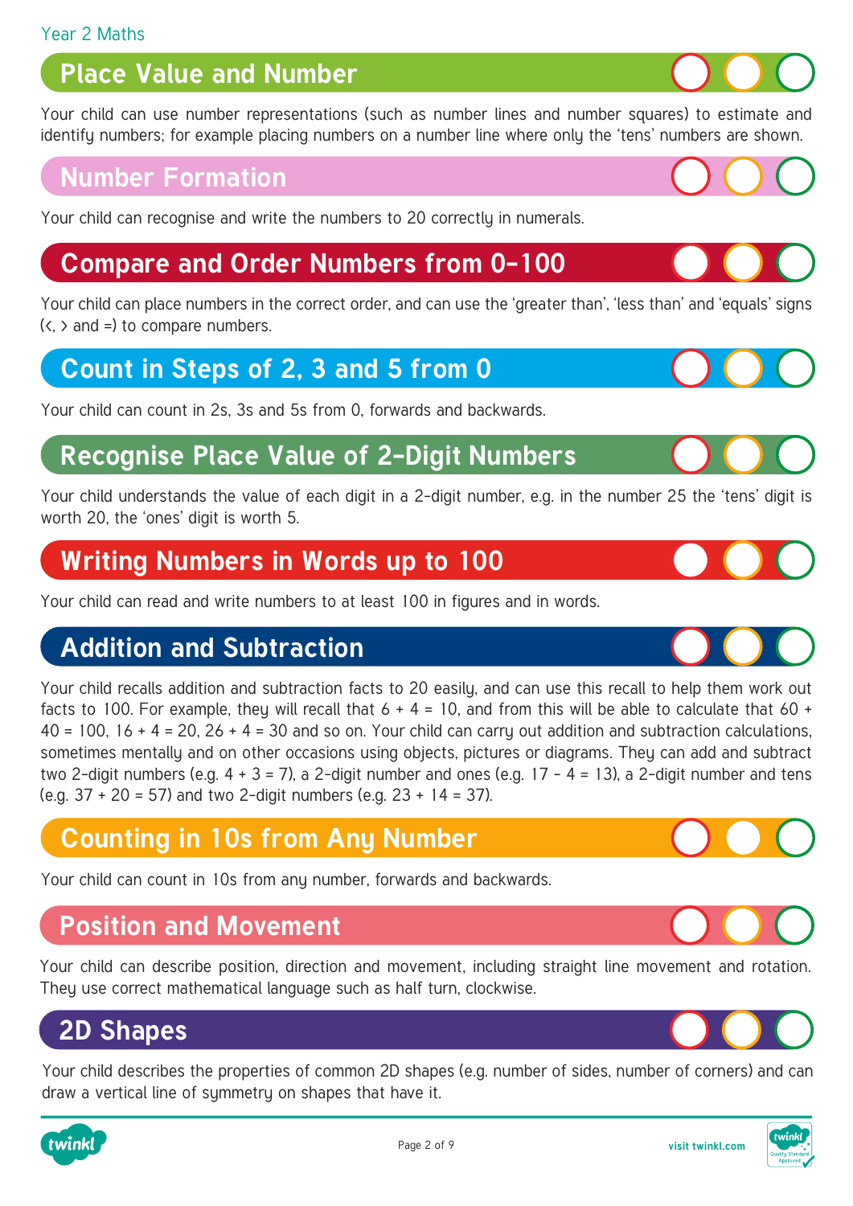Year 2 Maths

## Place Value and Number

Your child can use number representations (such as number lines and number squares) to estimate and identify numbers; for example placing numbers on a number line where only the 'tens' numbers are shown.

## Number Formation

Your child can recognise and write the numbers to 20 correctly in numerals.

## Compare and Order Numbers from 0-100

Your child can place numbers in the correct order, and can use the 'greater than', 'less than' and 'equals' signs (<, > and =) to compare numbers.

## Count in Steps of 2, 3 and 5 from 0

Your child can count in 2s, 3s and 5s from 0, forwards and backwards.

## Recognise Place Value of 2-Digit Numbers

Your child understands the value of each digit in a 2-digit number, e.g. in the number 25 the 'tens' digit is worth 20, the 'ones' digit is worth 5.

## Writing Numbers in Words up to 100

Your child can read and write numbers to at least 100 in figures and in words.

## Addition and Subtraction

Your child recalls addition and subtraction facts to 20 easily, and can use this recall to help them work out facts to 100. For example, they will recall that $6 + 4 = 10$, and from this will be able to calculate that $60 + 40 = 100$, $16 + 4 = 20$, $26 + 4 = 30$ and so on. Your child can carry out addition and subtraction calculations, sometimes mentally and on other occasions using objects, pictures or diagrams. They can add and subtract two 2-digit numbers (e.g. $4 + 3 = 7$), a 2-digit number and ones (e.g. $17 - 4 = 13$), a 2-digit number and tens (e.g. $37 + 20 = 57$) and two 2-digit numbers (e.g. $23 + 14 = 37$).

## Counting in 10s from Any Number

Your child can count in 10s from any number, forwards and backwards.

## Position and Movement

Your child can describe position, direction and movement, including straight line movement and rotation. They use correct mathematical language such as half turn, clockwise.

## 2D Shapes

Your child describes the properties of common 2D shapes (e.g. number of sides, number of corners) and can draw a vertical line of symmetry on shapes that have it.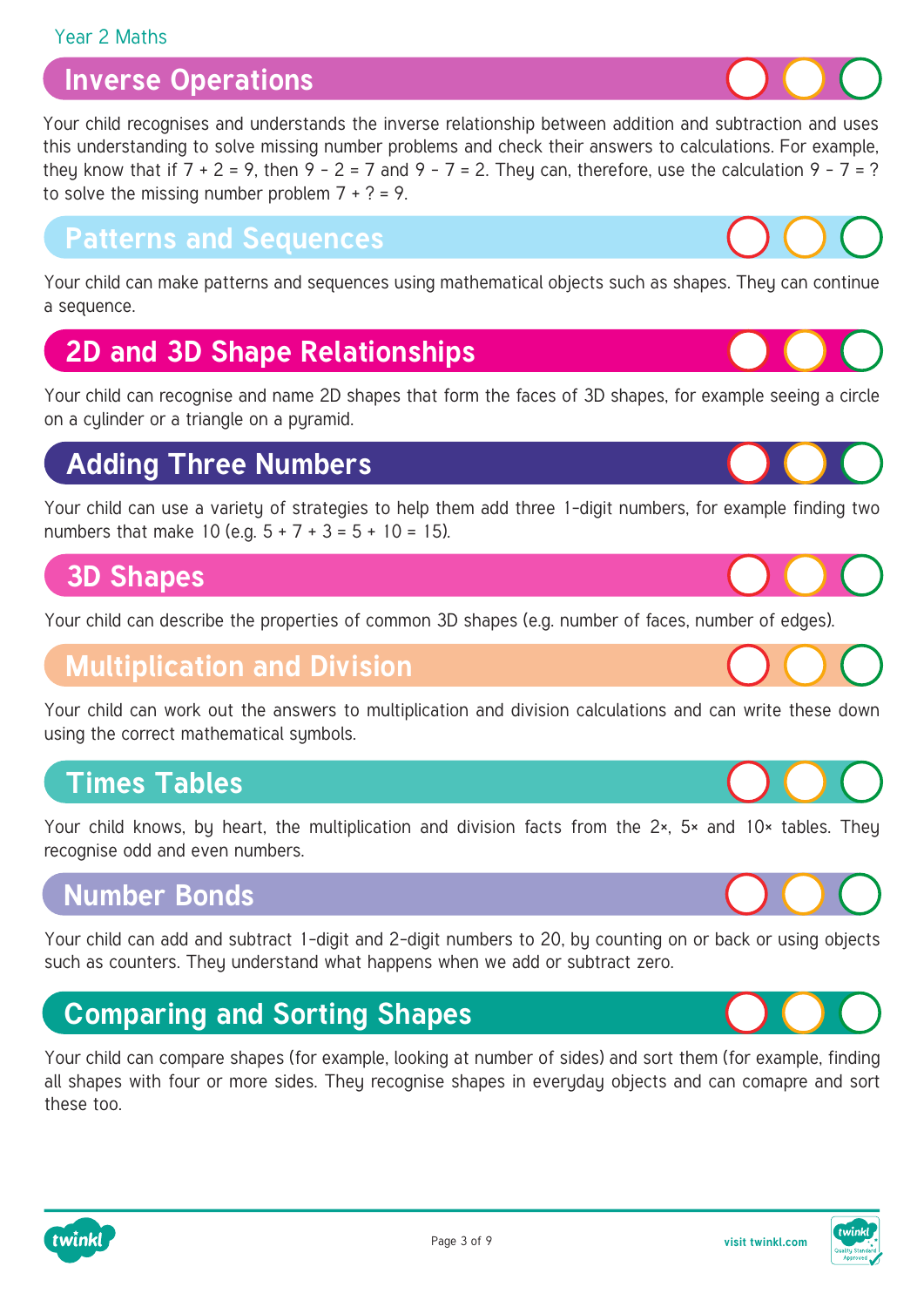## Inverse Operations

Your child recognises and understands the inverse relationship between addition and subtraction and uses this understanding to solve missing number problems and check their answers to calculations. For example, they know that if $7 + 2 = 9$, then $9 - 2 = 7$ and $9 - 7 = 2$. They can, therefore, use the calculation $9 - 7 = ?$ to solve the missing number problem $7 + ? = 9$.

## Patterns and Sequences

Your child can make patterns and sequences using mathematical objects such as shapes. They can continue a sequence.

## 2D and 3D Shape Relationships

Your child can recognise and name 2D shapes that form the faces of 3D shapes, for example seeing a circle on a cylinder or a triangle on a pyramid.

## Adding Three Numbers

Your child can use a variety of strategies to help them add three 1-digit numbers, for example finding two numbers that make 10 (e.g. $5 + 7 + 3 = 5 + 10 = 15$).

## 3D Shapes

Your child can describe the properties of common 3D shapes (e.g. number of faces, number of edges).

## Multiplication and Division

Your child can work out the answers to multiplication and division calculations and can write these down using the correct mathematical symbols.

## Times Tables

Your child knows, by heart, the multiplication and division facts from the 2×, 5× and 10× tables. They recognise odd and even numbers.

## Number Bonds

Your child can add and subtract 1-digit and 2-digit numbers to 20, by counting on or back or using objects such as counters. They understand what happens when we add or subtract zero.

## Comparing and Sorting Shapes

Your child can compare shapes (for example, looking at number of sides) and sort them (for example, finding all shapes with four or more sides. They recognise shapes in everyday objects and can comapre and sort these too.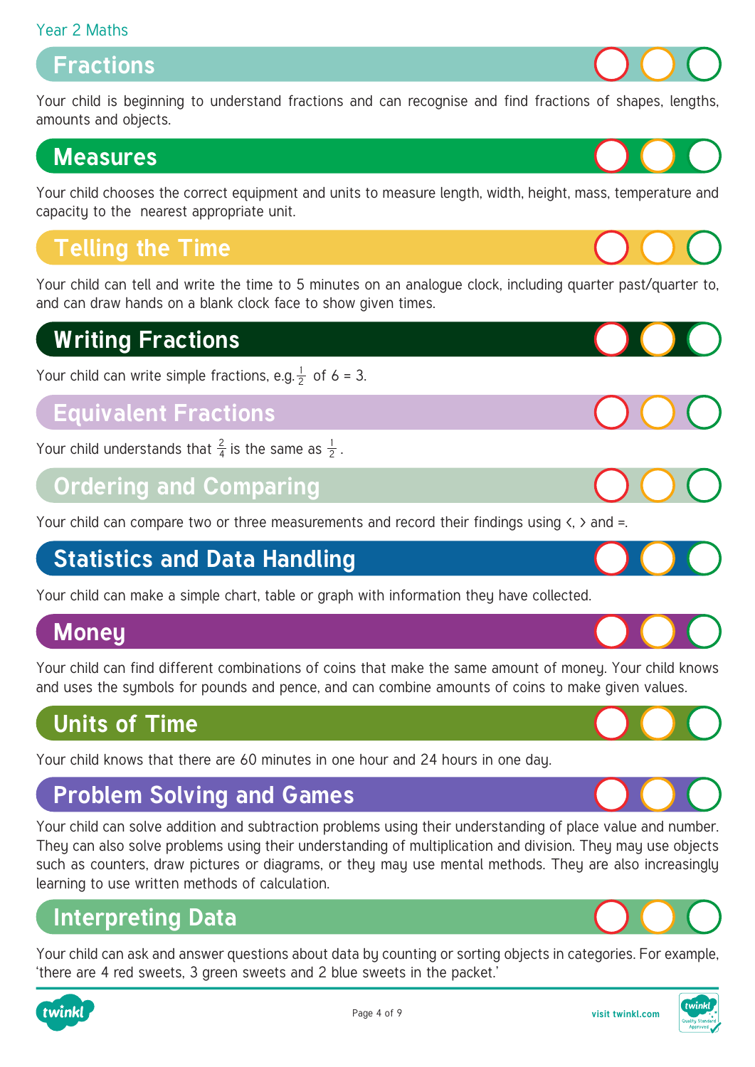Year 2 Maths

## Fractions

Your child is beginning to understand fractions and can recognise and find fractions of shapes, lengths, amounts and objects.

## Measures

Your child chooses the correct equipment and units to measure length, width, height, mass, temperature and capacity to the nearest appropriate unit.

## Telling the Time

Your child can tell and write the time to 5 minutes on an analogue clock, including quarter past/quarter to, and can draw hands on a blank clock face to show given times.

## Writing Fractions

Your child can write simple fractions, e.g. $\frac{1}{2}$ of 6 = 3.

## Equivalent Fractions

Your child understands that $\frac{2}{4}$ is the same as $\frac{1}{2}$.

## Ordering and Comparing

Your child can compare two or three measurements and record their findings using <, > and =.

## Statistics and Data Handling

Your child can make a simple chart, table or graph with information they have collected.

## Money

Your child can find different combinations of coins that make the same amount of money. Your child knows and uses the symbols for pounds and pence, and can combine amounts of coins to make given values.

## Units of Time

Your child knows that there are 60 minutes in one hour and 24 hours in one day.

## Problem Solving and Games

Your child can solve addition and subtraction problems using their understanding of place value and number. They can also solve problems using their understanding of multiplication and division. They may use objects such as counters, draw pictures or diagrams, or they may use mental methods. They are also increasingly learning to use written methods of calculation.

## Interpreting Data

Your child can ask and answer questions about data by counting or sorting objects in categories. For example, 'there are 4 red sweets, 3 green sweets and 2 blue sweets in the packet.'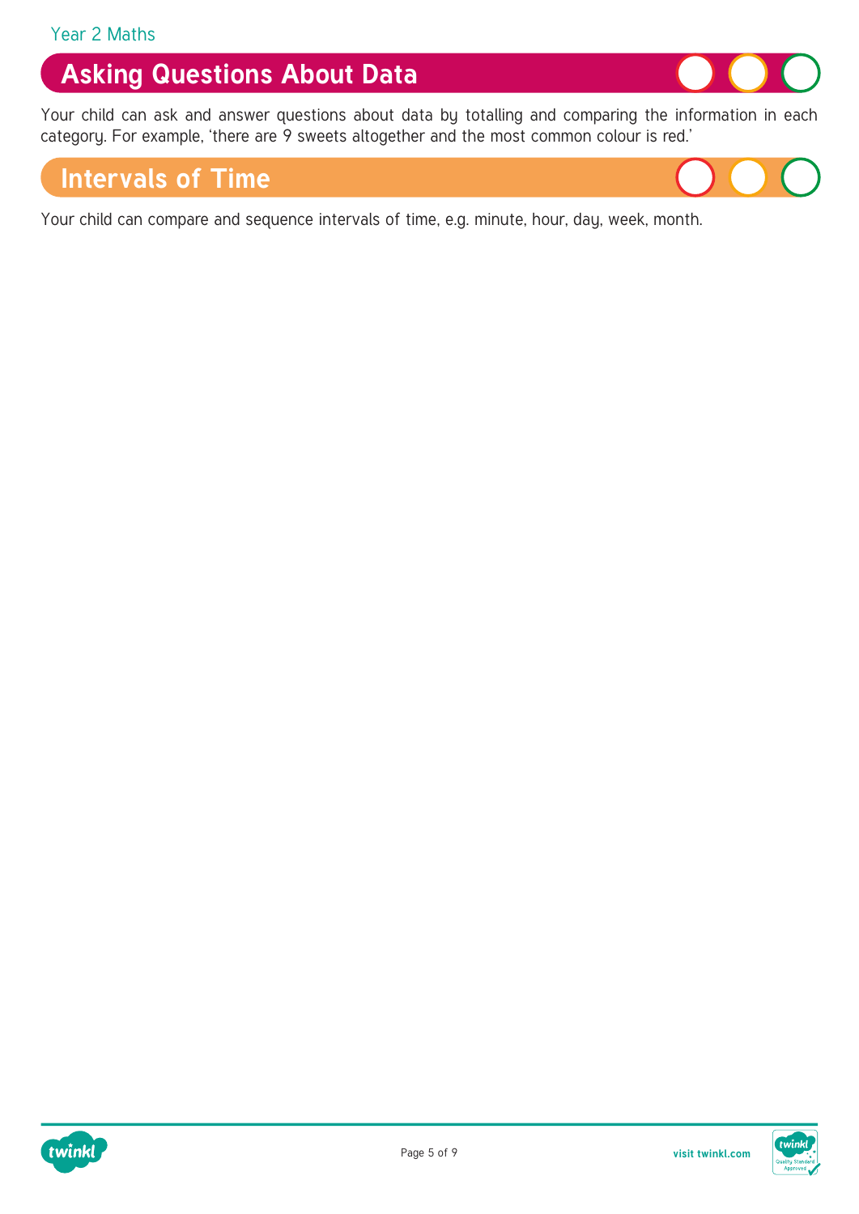## Asking Questions About Data

Your child can ask and answer questions about data by totalling and comparing the information in each category. For example, 'there are 9 sweets altogether and the most common colour is red.'

## Intervals of Time

Your child can compare and sequence intervals of time, e.g. minute, hour, day, week, month.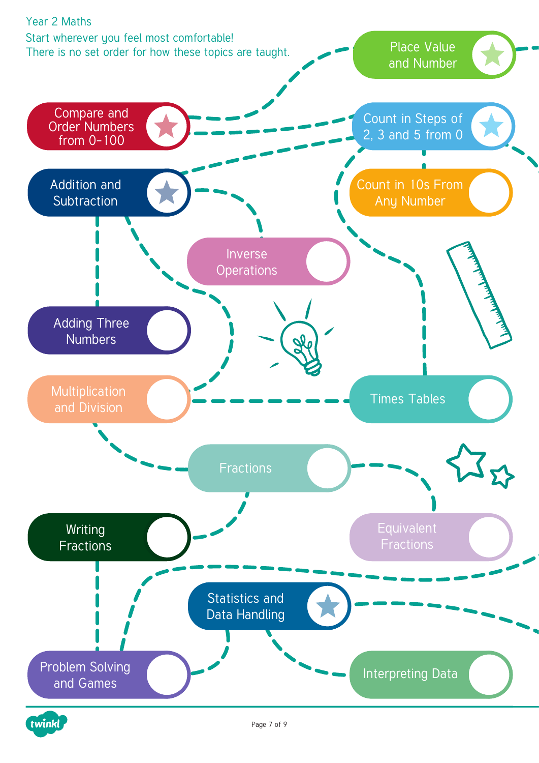Year 2 Maths

Start wherever you feel most comfortable!
There is no set order for how these topics are taught.

- Place Value and Number
- Compare and Order Numbers from 0-100
- Count in Steps of 2, 3 and 5 from 0
- Addition and Subtraction
- Count in 10s From Any Number
- Inverse Operations
- Adding Three Numbers
- Multiplication and Division
- Times Tables
- Fractions
- Writing Fractions
- Equivalent Fractions
- Statistics and Data Handling
- Problem Solving and Games
- Interpreting Data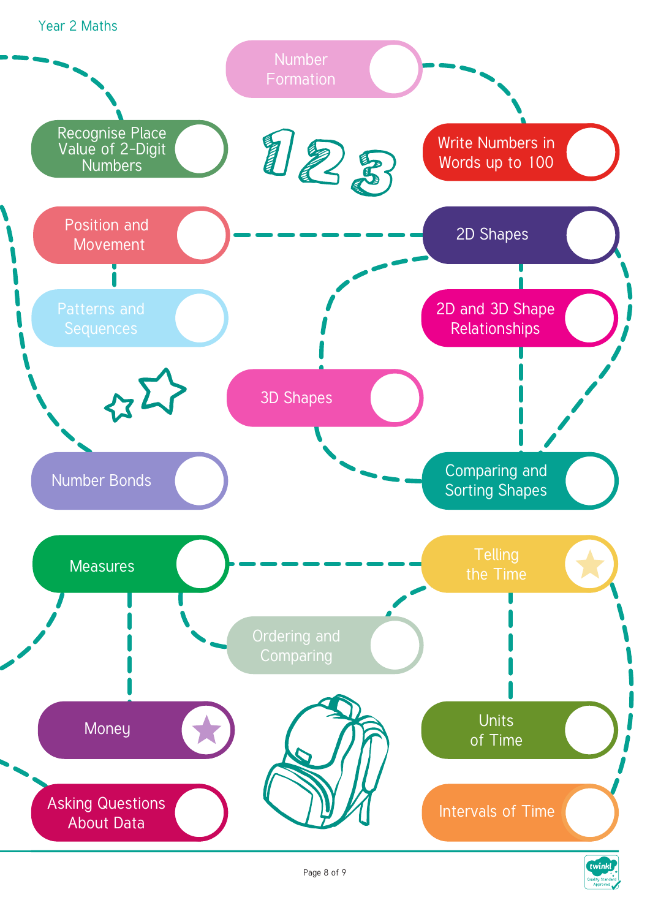Year 2 Maths

- Number Formation
- Recognise Place Value of 2-Digit Numbers
- Write Numbers in Words up to 100
- Position and Movement
- 2D Shapes
- Patterns and Sequences
- 2D and 3D Shape Relationships
- 3D Shapes
- Number Bonds
- Comparing and Sorting Shapes
- Measures
- Telling the Time
- Ordering and Comparing
- Money
- Units of Time
- Asking Questions About Data
- Intervals of Time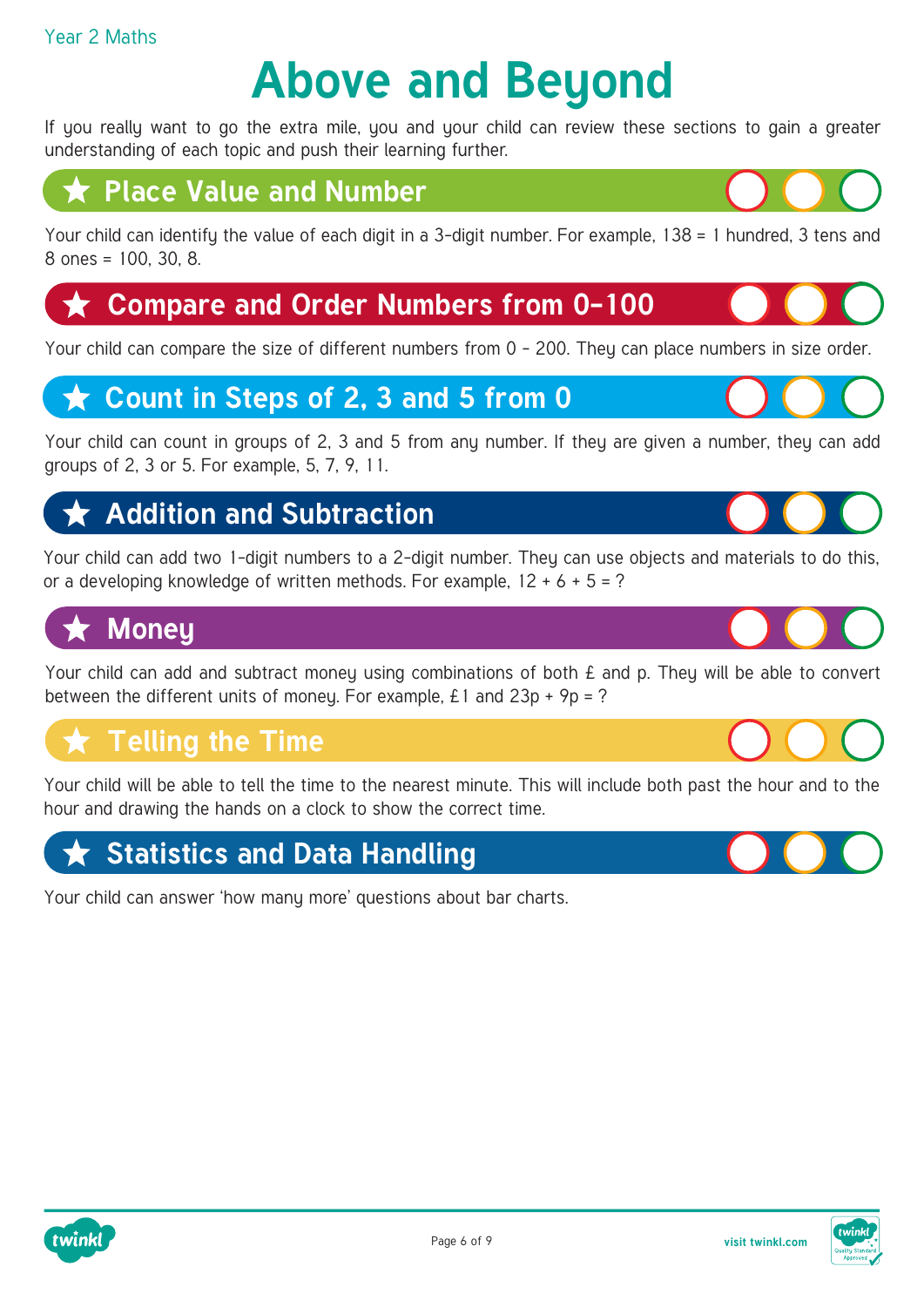Year 2 Maths

# Above and Beyond

If you really want to go the extra mile, you and your child can review these sections to gain a greater understanding of each topic and push their learning further.

## ★ Place Value and Number

Your child can identify the value of each digit in a 3-digit number. For example, 138 = 1 hundred, 3 tens and 8 ones = 100, 30, 8.

## ★ Compare and Order Numbers from 0-100

Your child can compare the size of different numbers from 0 - 200. They can place numbers in size order.

## ★ Count in Steps of 2, 3 and 5 from 0

Your child can count in groups of 2, 3 and 5 from any number. If they are given a number, they can add groups of 2, 3 or 5. For example, 5, 7, 9, 11.

## ★ Addition and Subtraction

Your child can add two 1-digit numbers to a 2-digit number. They can use objects and materials to do this, or a developing knowledge of written methods. For example, 12 + 6 + 5 = ?

## ★ Money

Your child can add and subtract money using combinations of both £ and p. They will be able to convert between the different units of money. For example, £1 and 23p + 9p = ?

## ★ Telling the Time

Your child will be able to tell the time to the nearest minute. This will include both past the hour and to the hour and drawing the hands on a clock to show the correct time.

## ★ Statistics and Data Handling

Your child can answer 'how many more' questions about bar charts.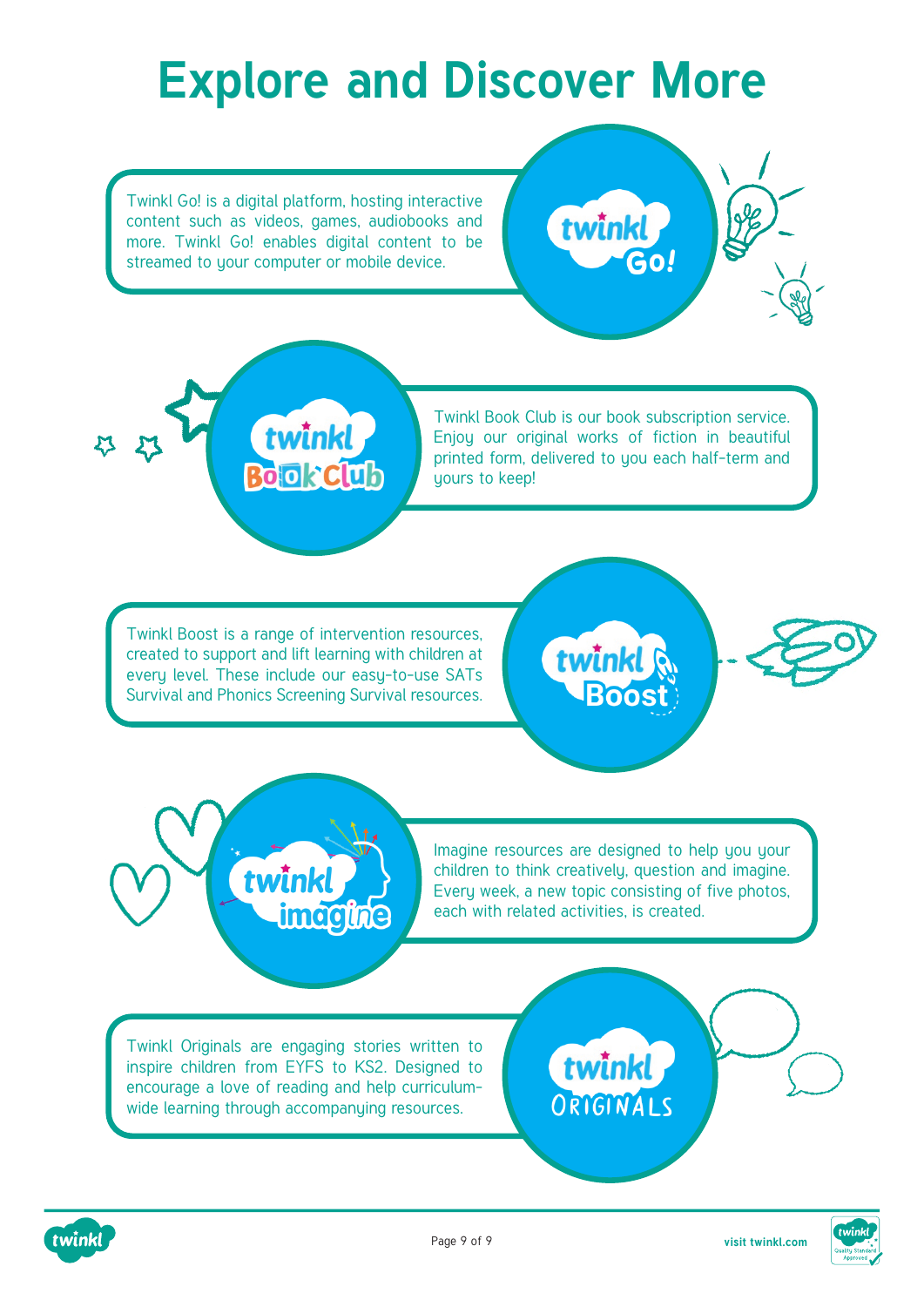# Explore and Discover More

Twinkl Go! is a digital platform, hosting interactive content such as videos, games, audiobooks and more. Twinkl Go! enables digital content to be streamed to your computer or mobile device.

Twinkl Book Club is our book subscription service. Enjoy our original works of fiction in beautiful printed form, delivered to you each half-term and yours to keep!

Twinkl Boost is a range of intervention resources, created to support and lift learning with children at every level. These include our easy-to-use SATs Survival and Phonics Screening Survival resources.

Imagine resources are designed to help you your children to think creatively, question and imagine. Every week, a new topic consisting of five photos, each with related activities, is created.

Twinkl Originals are engaging stories written to inspire children from EYFS to KS2. Designed to encourage a love of reading and help curriculum-wide learning through accompanying resources.